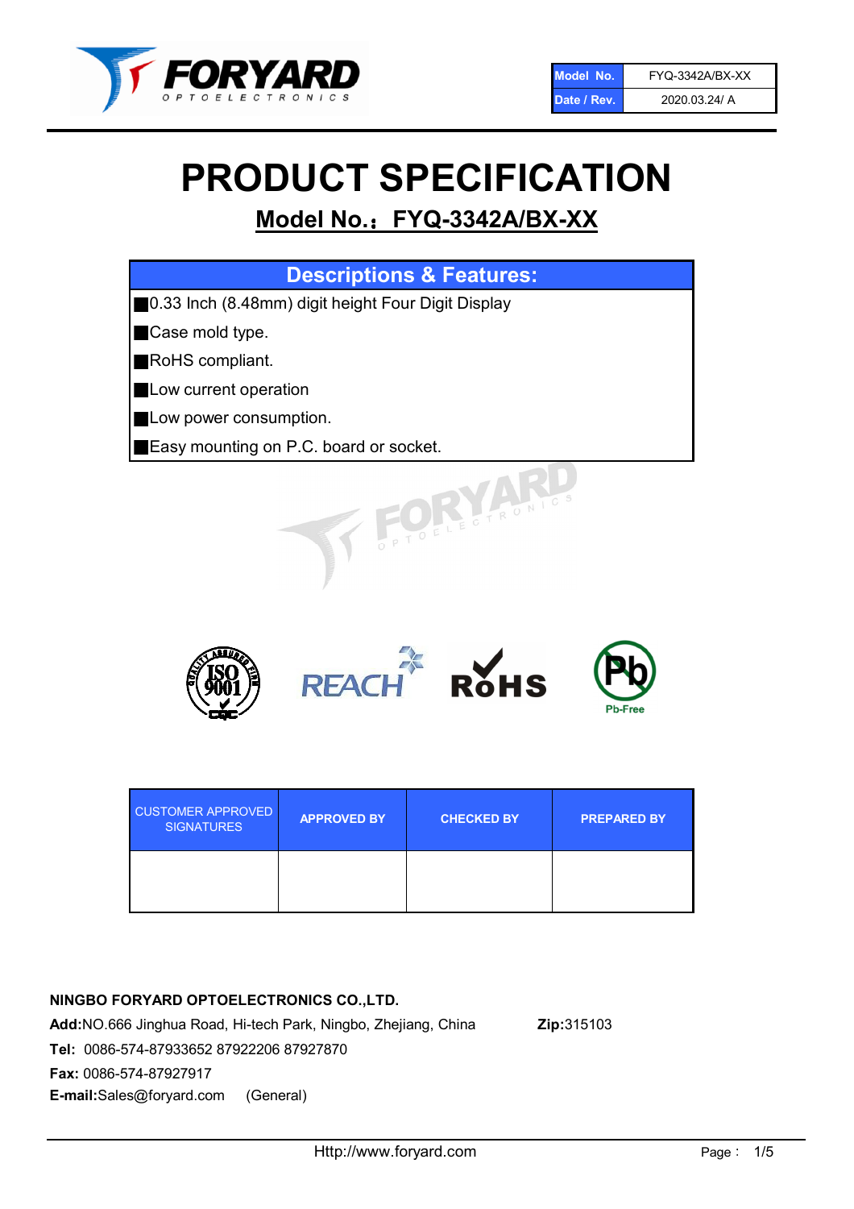| Model No. | FYQ-3342A/BX-XX |
| --- | --- |
| Date / Rev. | 2020.03.24/ A |

# PRODUCT SPECIFICATION

## Model No.：FYQ-3342A/BX-XX

### Descriptions & Features:

- 0.33 Inch (8.48mm) digit height Four Digit Display
- Case mold type.
- RoHS compliant.
- Low current operation
- Low power consumption.
- Easy mounting on P.C. board or socket.

| CUSTOMER APPROVED SIGNATURES | APPROVED BY | CHECKED BY | PREPARED BY |
| --- | --- | --- | --- |
| | | | |

**NINGBO FORYARD OPTOELECTRONICS CO.,LTD.**

**Add:**NO.666 Jinghua Road, Hi-tech Park, Ningbo, Zhejiang, China **Zip:**315103

**Tel:** 0086-574-87933652 87922206 87927870

**Fax:** 0086-574-87927917

**E-mail:**Sales@foryard.com (General)

Http://www.foryard.com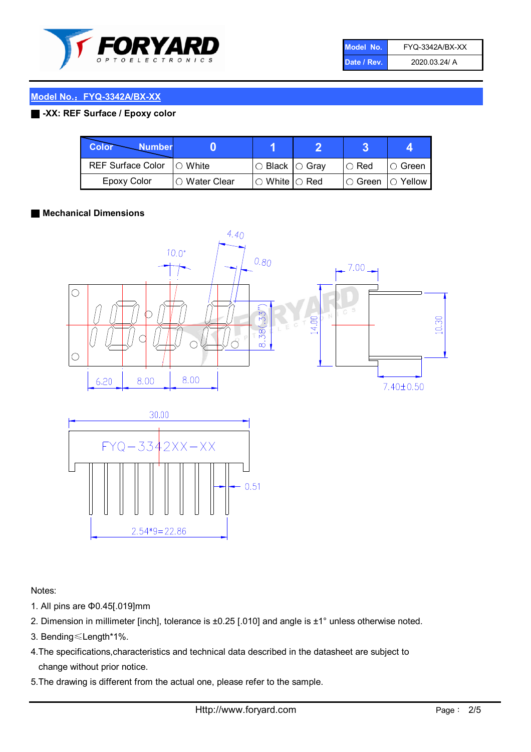| Model No. | FYQ-3342A/BX-XX |
| --- | --- |
| Date / Rev. | 2020.03.24/ A |

## Model No.：FYQ-3342A/BX-XX

### -XX: REF Surface / Epoxy color

| Color \ Number | 0 | 1 | 2 | 3 | 4 |
| --- | --- | --- | --- | --- | --- |
| REF Surface Color | ○ White | ○ Black | ○ Gray | ○ Red | ○ Green |
| Epoxy Color | ○ Water Clear | ○ White | ○ Red | ○ Green | ○ Yellow |

### Mechanical Dimensions

Notes:

1. All pins are Φ0.45[.019]mm
2. Dimension in millimeter [inch], tolerance is ±0.25 [.010] and angle is ±1° unless otherwise noted.
3. Bending≤Length*1%.
4. The specifications,characteristics and technical data described in the datasheet are subject to change without prior notice.
5. The drawing is different from the actual one, please refer to the sample.

Http://www.foryard.com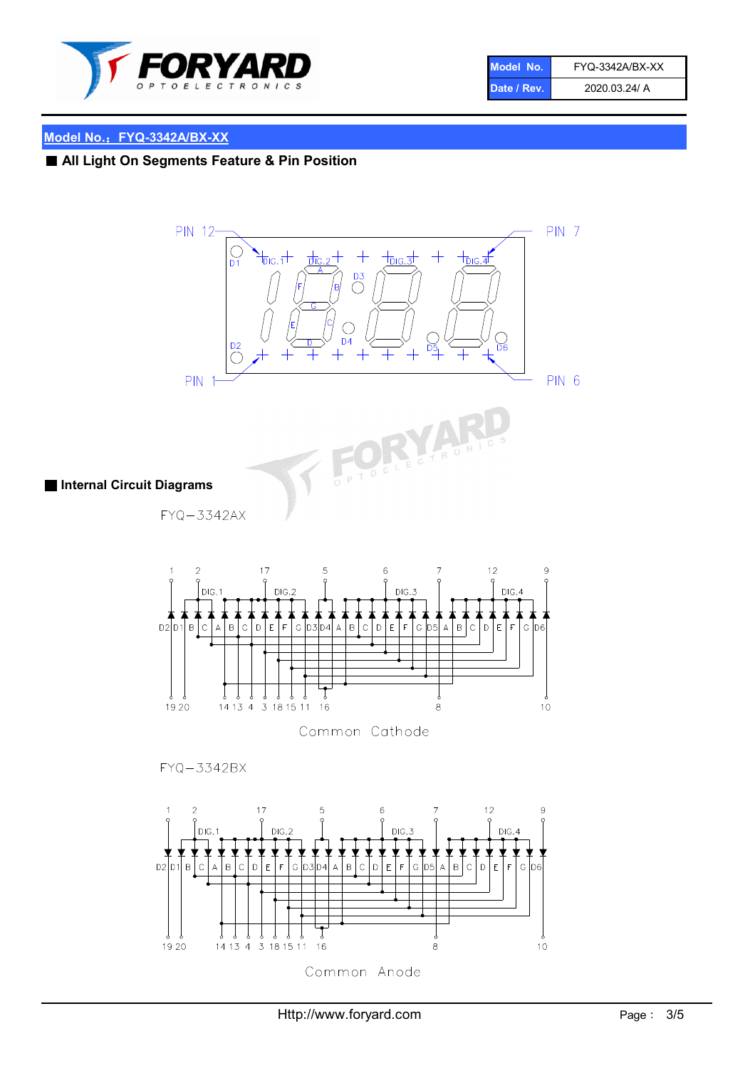| Model No. | FYQ-3342A/BX-XX |
| --- | --- |
| Date / Rev. | 2020.03.24/ A |

## Model No.：FYQ-3342A/BX-XX

### All Light On Segments Feature & Pin Position

PIN 12 PIN 7 PIN 1 PIN 6

D1 DIG.1 DIG.2 A D3 DIG.3 DIG.4 F B G E C D D4 D5 D6 D2

### Internal Circuit Diagrams

FYQ−3342AX

Common Cathode

FYQ−3342BX

Common Anode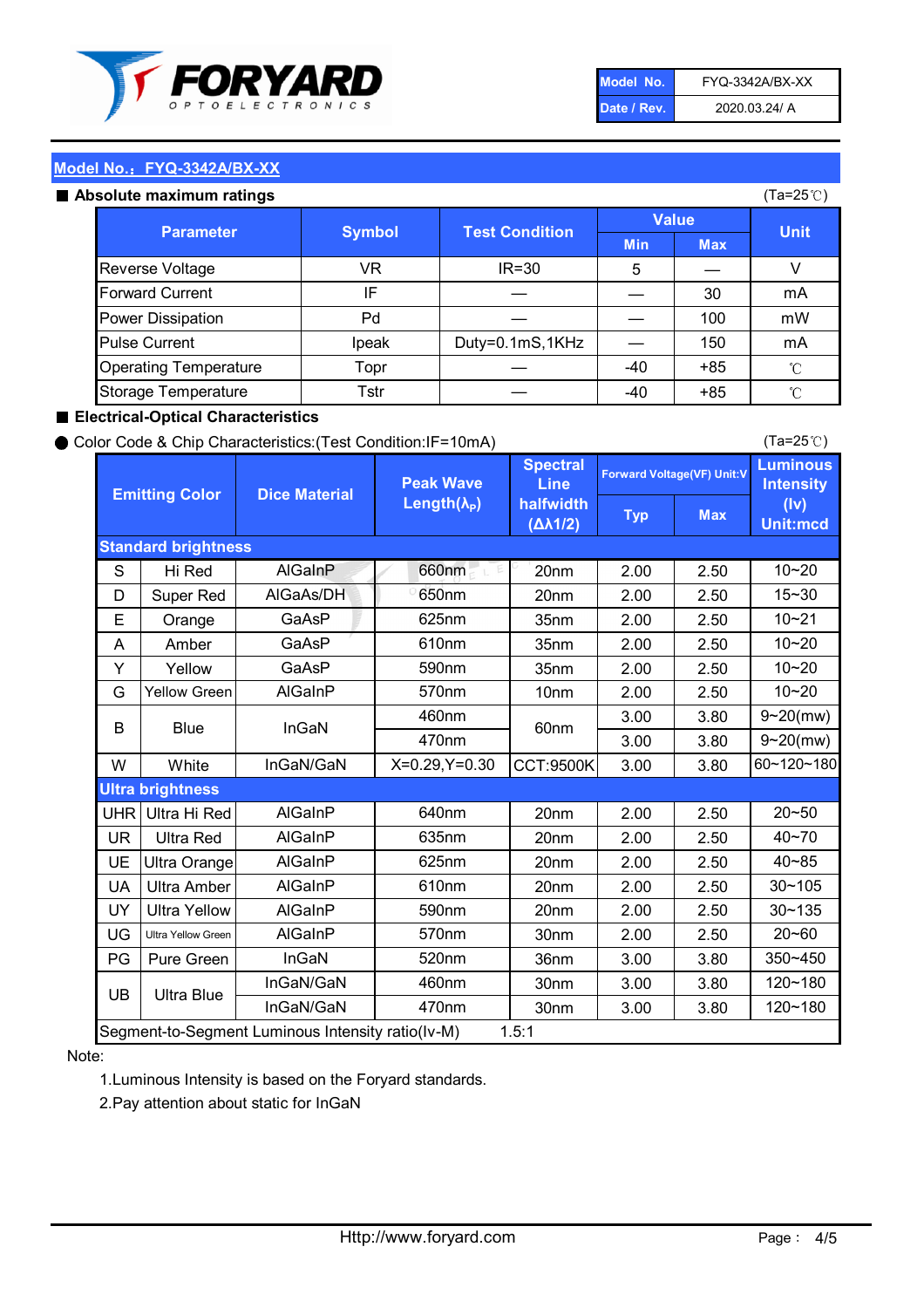| Model No. | FYQ-3342A/BX-XX |
| --- | --- |
| Date / Rev. | 2020.03.24/ A |

## Model No.：FYQ-3342A/BX-XX

### ■ Absolute maximum ratings

(Ta=25℃)

| Parameter | Symbol | Test Condition | Value | | Unit |
| --- | --- | --- | --- | --- | --- |
| | | | Min | Max | |
| Reverse Voltage | VR | IR=30 | 5 | — | V |
| Forward Current | IF | — | — | 30 | mA |
| Power Dissipation | Pd | — | — | 100 | mW |
| Pulse Current | Ipeak | Duty=0.1mS,1KHz | — | 150 | mA |
| Operating Temperature | Topr | — | -40 | +85 | ℃ |
| Storage Temperature | Tstr | — | -40 | +85 | ℃ |

### ■ Electrical-Optical Characteristics

● Color Code & Chip Characteristics:(Test Condition:IF=10mA)

(Ta=25℃)

| Emitting Color | | Dice Material | Peak Wave Length($\lambda_P$) | Spectral Line halfwidth ($\Delta\lambda 1/2$) | Forward Voltage(VF) Unit:V | | Luminous Intensity (Iv) Unit:mcd |
| --- | --- | --- | --- | --- | --- | --- | --- |
| | | | | | Typ | Max | |
| **Standard brightness** | | | | | | | |
| S | Hi Red | AlGaInP | 660nm | 20nm | 2.00 | 2.50 | 10~20 |
| D | Super Red | AlGaAs/DH | 650nm | 20nm | 2.00 | 2.50 | 15~30 |
| E | Orange | GaAsP | 625nm | 35nm | 2.00 | 2.50 | 10~21 |
| A | Amber | GaAsP | 610nm | 35nm | 2.00 | 2.50 | 10~20 |
| Y | Yellow | GaAsP | 590nm | 35nm | 2.00 | 2.50 | 10~20 |
| G | Yellow Green | AlGaInP | 570nm | 10nm | 2.00 | 2.50 | 10~20 |
| B | Blue | InGaN | 460nm | 60nm | 3.00 | 3.80 | 9~20(mw) |
| | | | 470nm | | 3.00 | 3.80 | 9~20(mw) |
| W | White | InGaN/GaN | X=0.29,Y=0.30 | CCT:9500K | 3.00 | 3.80 | 60~120~180 |
| **Ultra brightness** | | | | | | | |
| UHR | Ultra Hi Red | AlGaInP | 640nm | 20nm | 2.00 | 2.50 | 20~50 |
| UR | Ultra Red | AlGaInP | 635nm | 20nm | 2.00 | 2.50 | 40~70 |
| UE | Ultra Orange | AlGaInP | 625nm | 20nm | 2.00 | 2.50 | 40~85 |
| UA | Ultra Amber | AlGaInP | 610nm | 20nm | 2.00 | 2.50 | 30~105 |
| UY | Ultra Yellow | AlGaInP | 590nm | 20nm | 2.00 | 2.50 | 30~135 |
| UG | Ultra Yellow Green | AlGaInP | 570nm | 30nm | 2.00 | 2.50 | 20~60 |
| PG | Pure Green | InGaN | 520nm | 36nm | 3.00 | 3.80 | 350~450 |
| UB | Ultra Blue | InGaN/GaN | 460nm | 30nm | 3.00 | 3.80 | 120~180 |
| | | InGaN/GaN | 470nm | 30nm | 3.00 | 3.80 | 120~180 |
| Segment-to-Segment Luminous Intensity ratio(Iv-M) | | | 1.5:1 | | | | |

Note:

1.Luminous Intensity is based on the Foryard standards.

2.Pay attention about static for InGaN

Http://www.foryard.com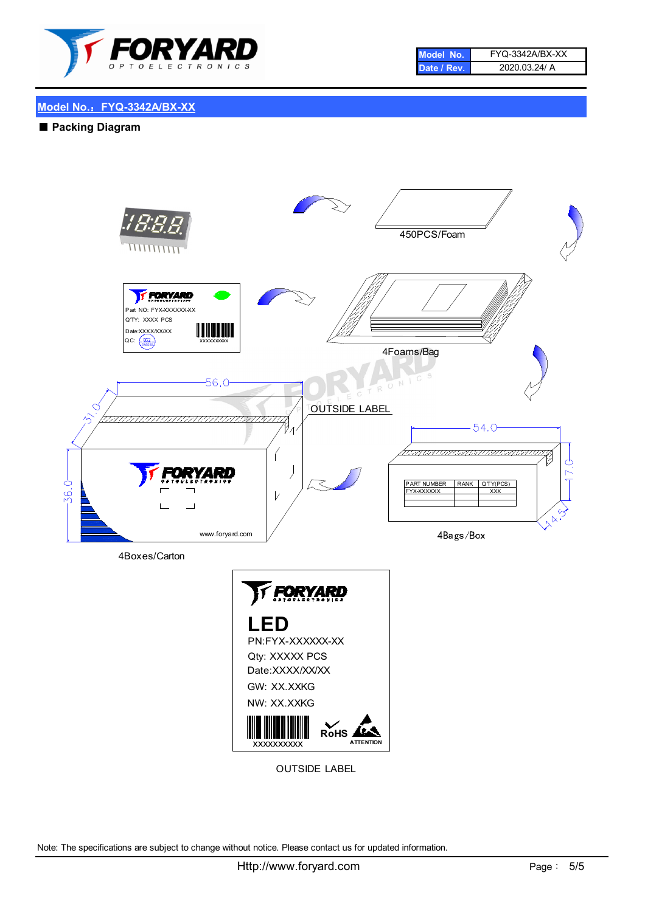| Model No. | FYQ-3342A/BX-XX |
|---|---|
| Date / Rev. | 2020.03.24/ A |

## Model No.：FYQ-3342A/BX-XX

### ■ Packing Diagram

450PCS/Foam

Part NO: FYX-XXXXXXX-XX
Q'TY: XXXX PCS
Date:XXXX/XX/XX
QC:
XXXXXXXXX

4Foams/Bag

56.0
31.0
36.0

OUTSIDE LABEL

www.foryard.com

4Boxes/Carton

54.0
17.0
14.5

| PART NUMBER | RANK | Q'TY(PCS) |
|---|---|---|
| FYX-XXXXXX | | XXX |

4Bags/Box

LED
PN:FYX-XXXXXX-XX
Qty: XXXXX PCS
Date:XXXX/XX/XX
GW: XX.XXKG
NW: XX.XXKG
XXXXXXXXXX
RoHS
ATTENTION

OUTSIDE LABEL

Note: The specifications are subject to change without notice. Please contact us for updated information.

Http://www.foryard.com